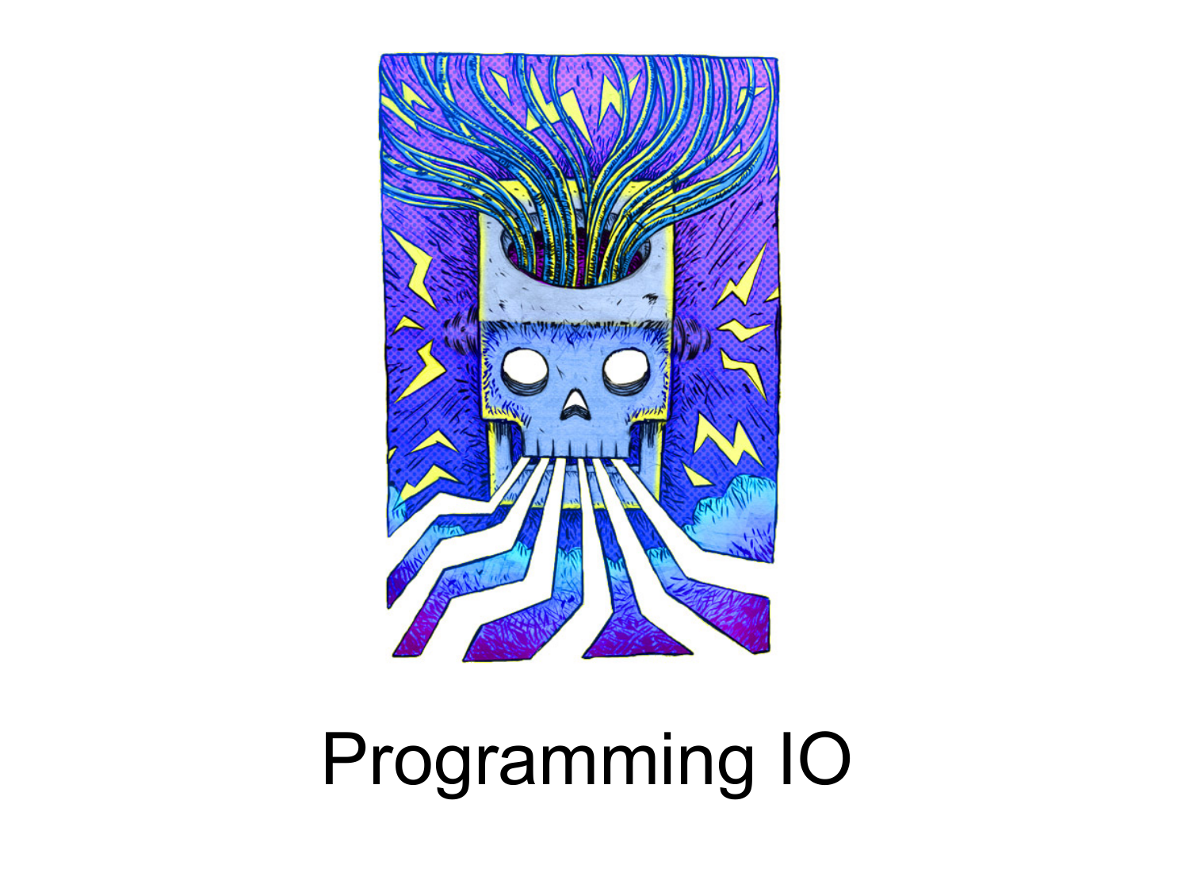# Programming IO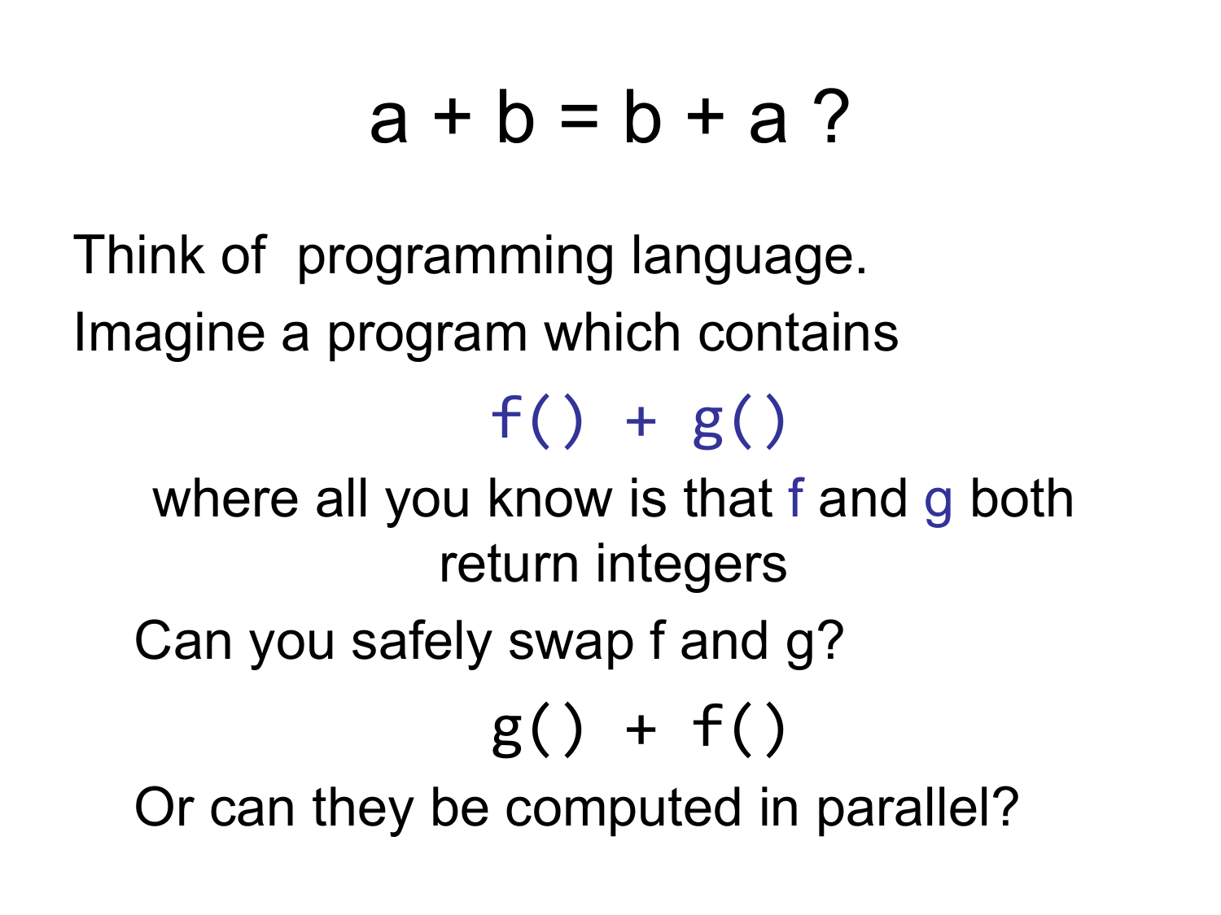# $a + b = b + a$ ?

Think of programming language.

Imagine a program which contains

```
f() + g()
```

where all you know is that f and g both return integers

Can you safely swap f and g?

```
g() + f()
```

Or can they be computed in parallel?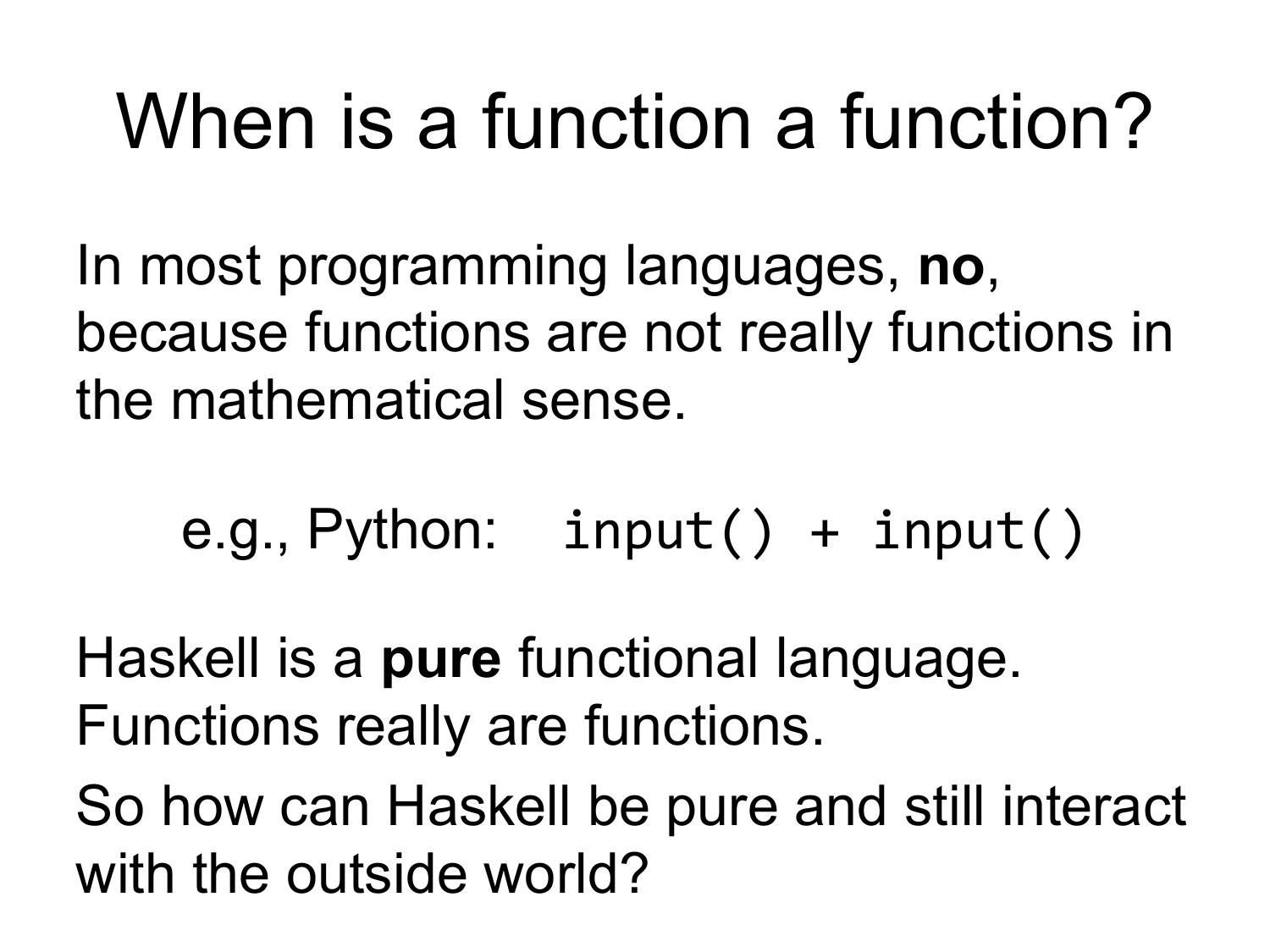# When is a function a function?

In most programming languages, **no**, because functions are not really functions in the mathematical sense.

e.g., Python: `input() + input()`

Haskell is a **pure** functional language. Functions really are functions.

So how can Haskell be pure and still interact with the outside world?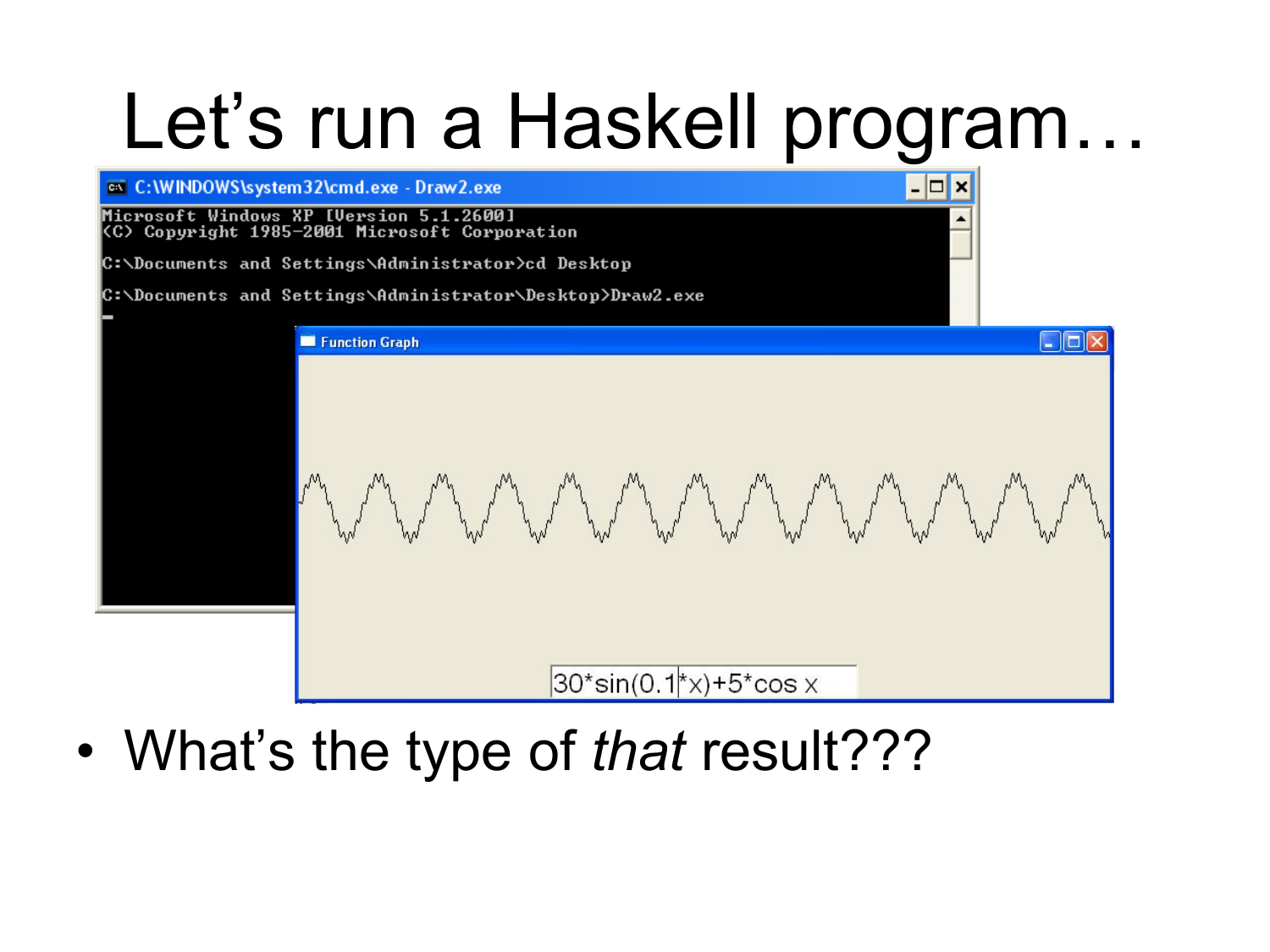# Let's run a Haskell program…

- What's the type of *that* result???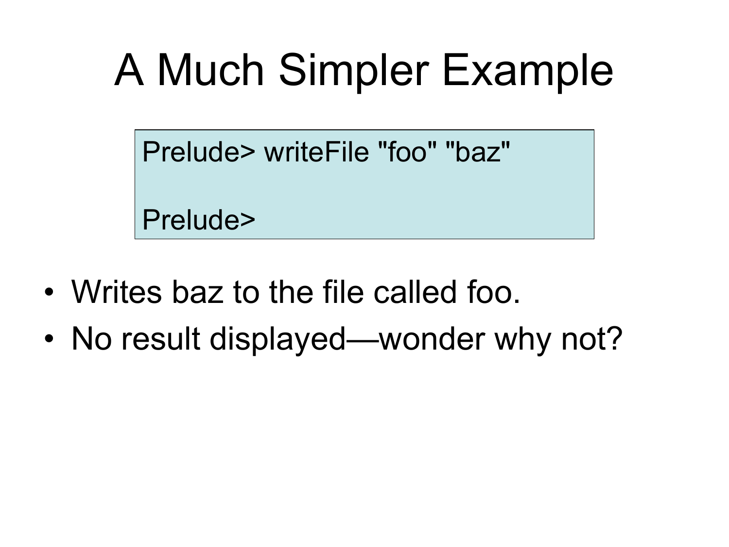# A Much Simpler Example

```
Prelude> writeFile "foo" "baz"

Prelude>
```

- Writes baz to the file called foo.
- No result displayed—wonder why not?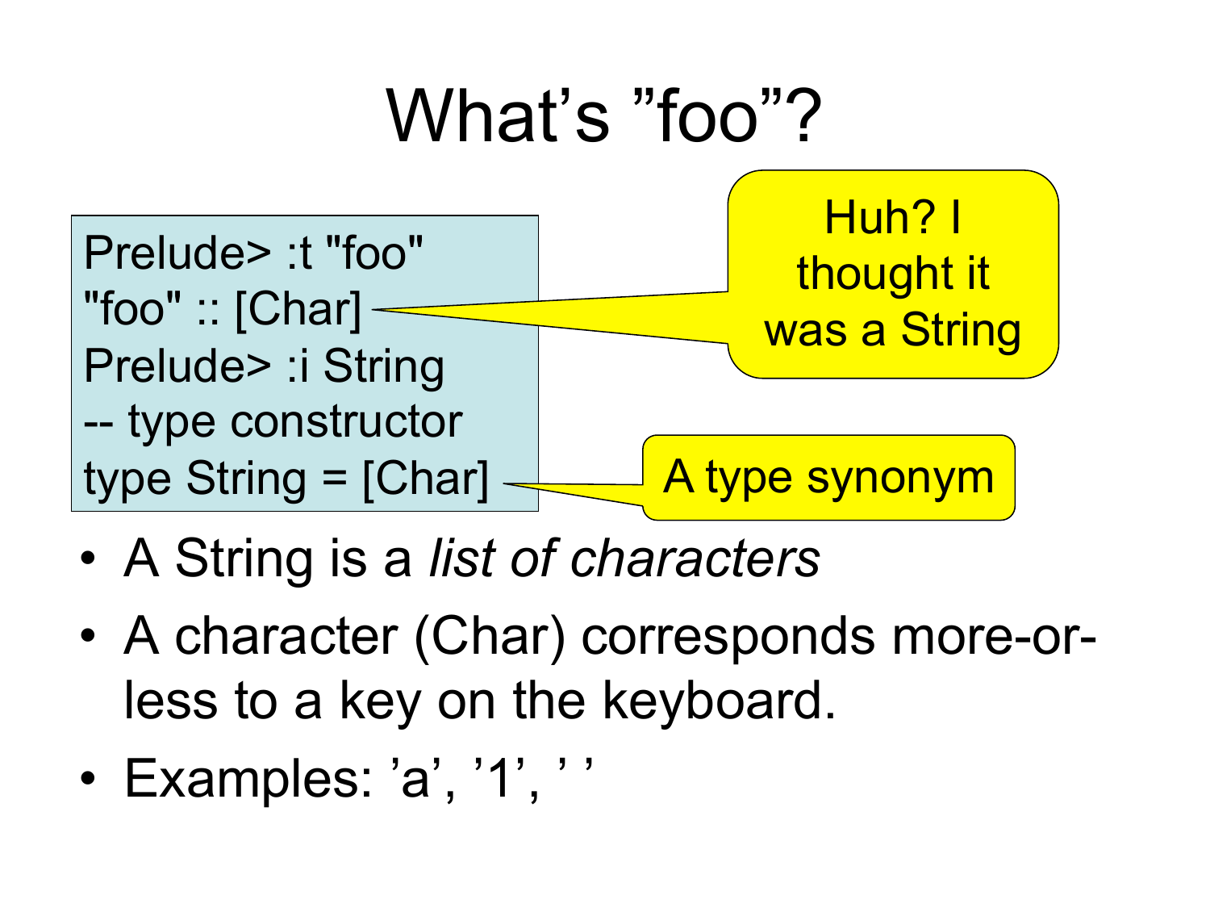# What's "foo"?

```
Prelude> :t "foo"
"foo" :: [Char]
Prelude> :i String
-- type constructor
type String = [Char]
```

Huh? I thought it was a String

A type synonym

- A String is a *list of characters*
- A character (Char) corresponds more-or-less to a key on the keyboard.
- Examples: 'a', '1', ' '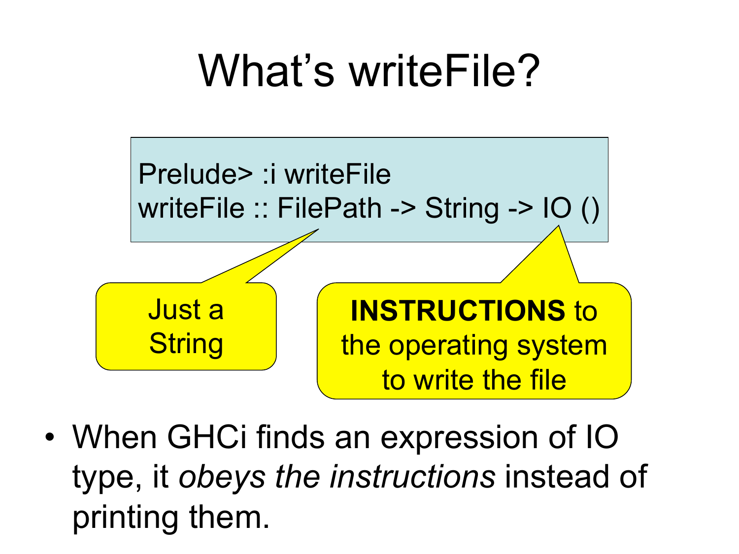# What's writeFile?

```
Prelude> :i writeFile
writeFile :: FilePath -> String -> IO ()
```

Just a String

**INSTRUCTIONS** to the operating system to write the file

- When GHCi finds an expression of IO type, it *obeys the instructions* instead of printing them.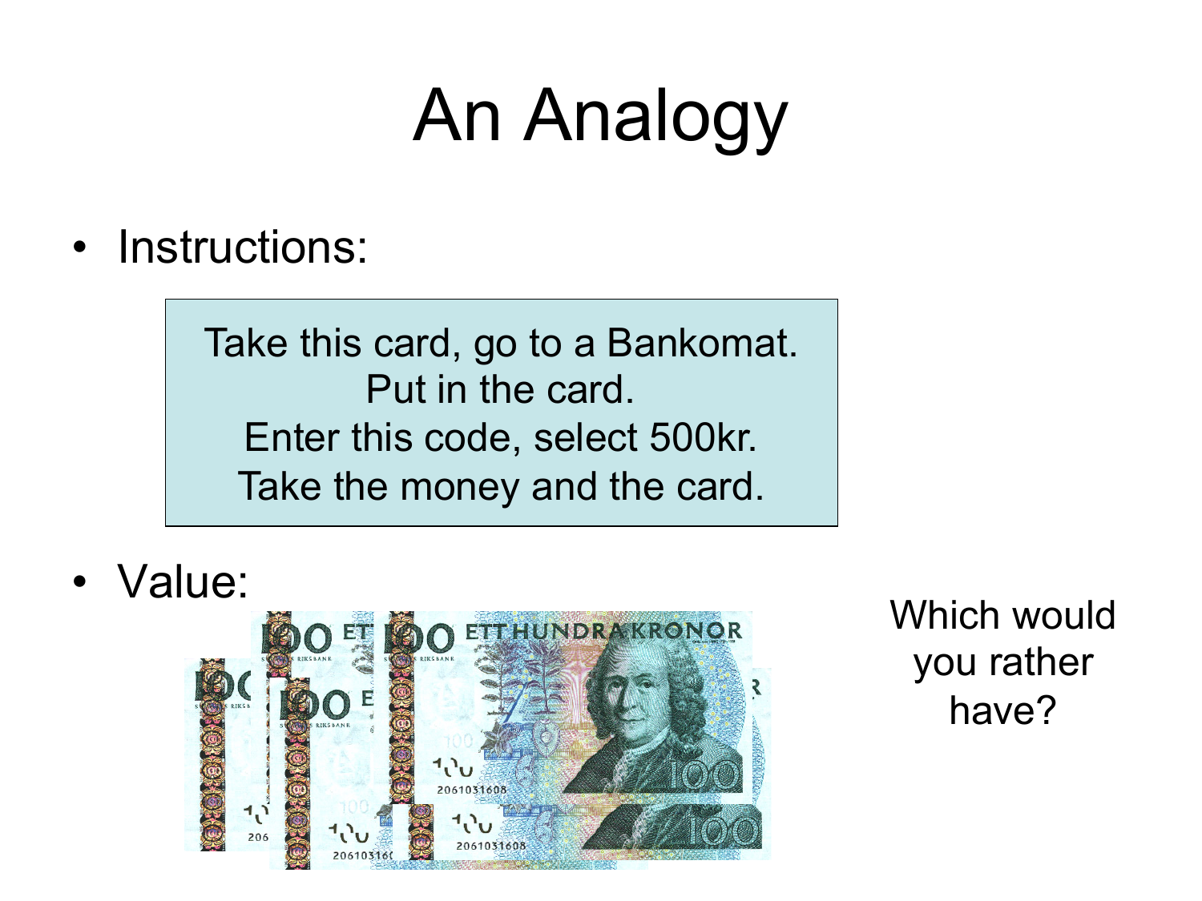# An Analogy

- Instructions:

> Take this card, go to a Bankomat.
> Put in the card.
> Enter this code, select 500kr.
> Take the money and the card.

- Value:

Which would you rather have?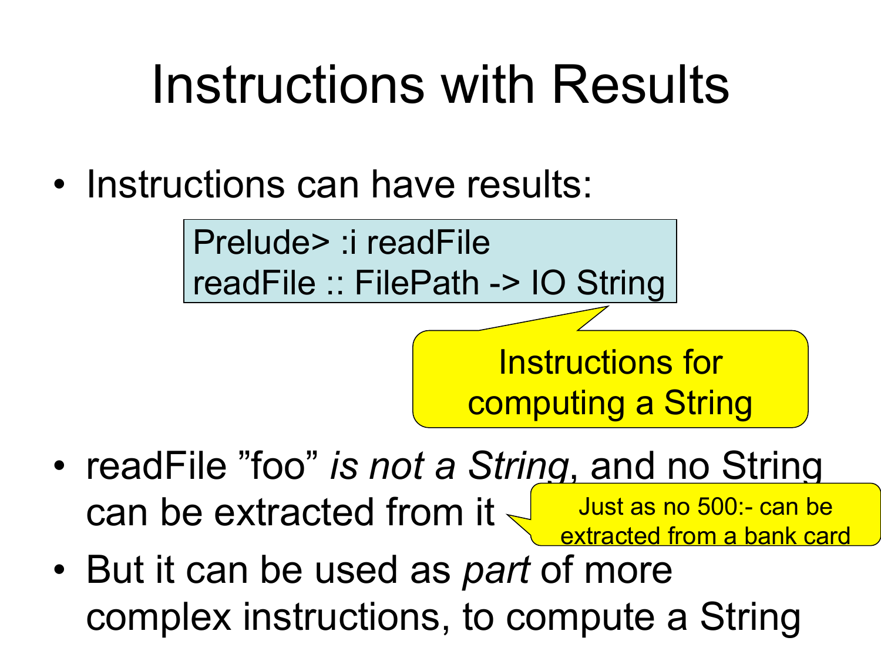# Instructions with Results

- Instructions can have results:

```
Prelude> :i readFile
readFile :: FilePath -> IO String
```

Instructions for computing a String

- readFile ”foo” *is not a String*, and no String can be extracted from it

Just as no 500:- can be extracted from a bank card

- But it can be used as *part* of more complex instructions, to compute a String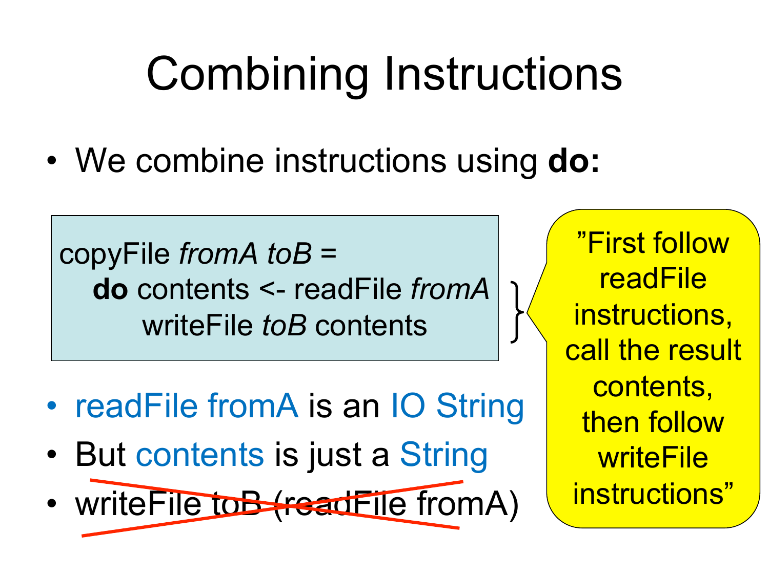# Combining Instructions

- We combine instructions using **do:**

```
copyFile fromA toB =
  do contents <- readFile fromA
     writeFile toB contents
```

"First follow readFile instructions, call the result contents, then follow writeFile instructions"

- readFile fromA is an IO String
- But contents is just a String
- ~~writeFile toB (readFile fromA)~~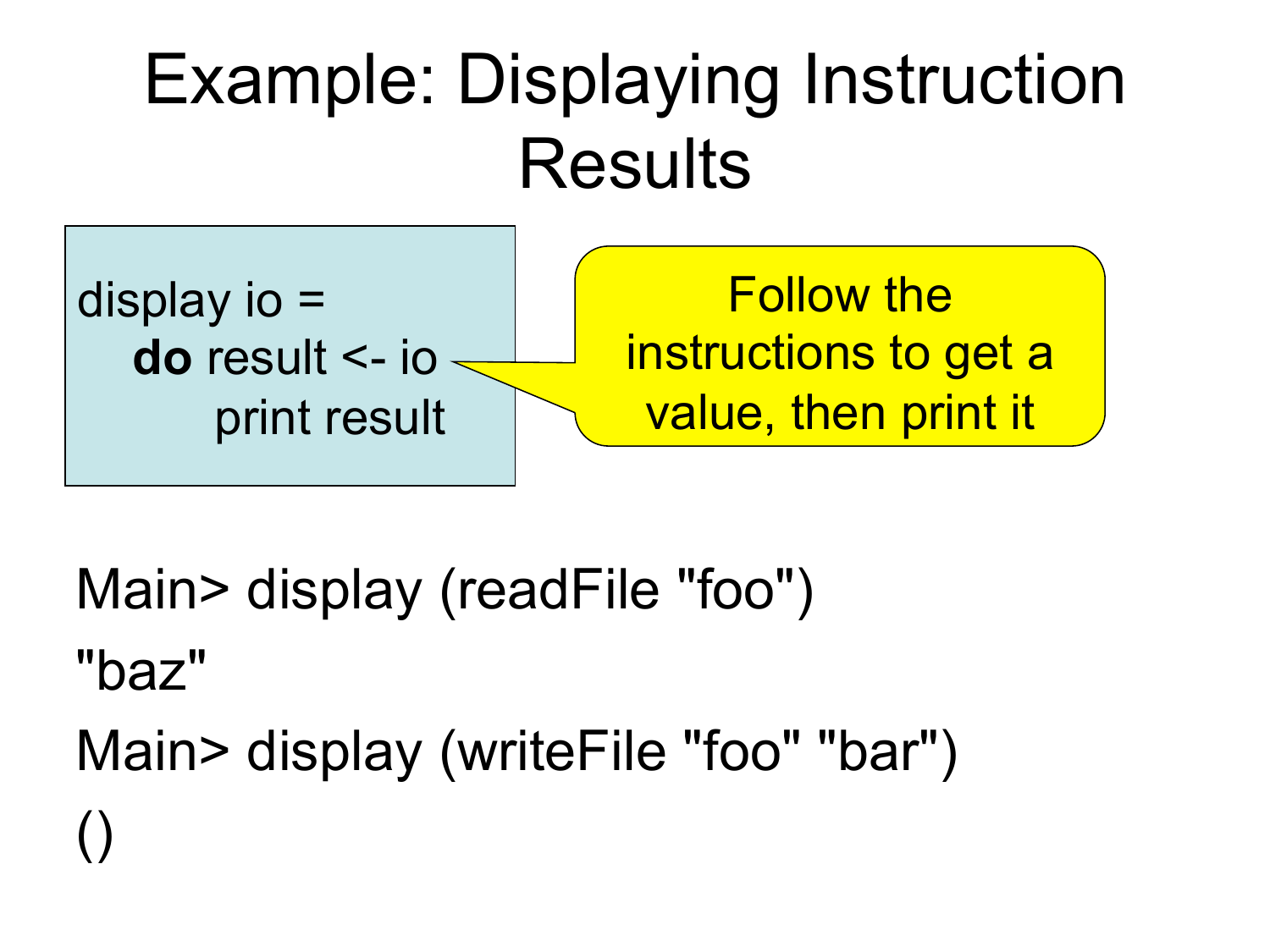# Example: Displaying Instruction Results

```
display io =
  do result <- io
     print result
```

Follow the instructions to get a value, then print it

```
Main> display (readFile "foo")
"baz"
Main> display (writeFile "foo" "bar")
()
```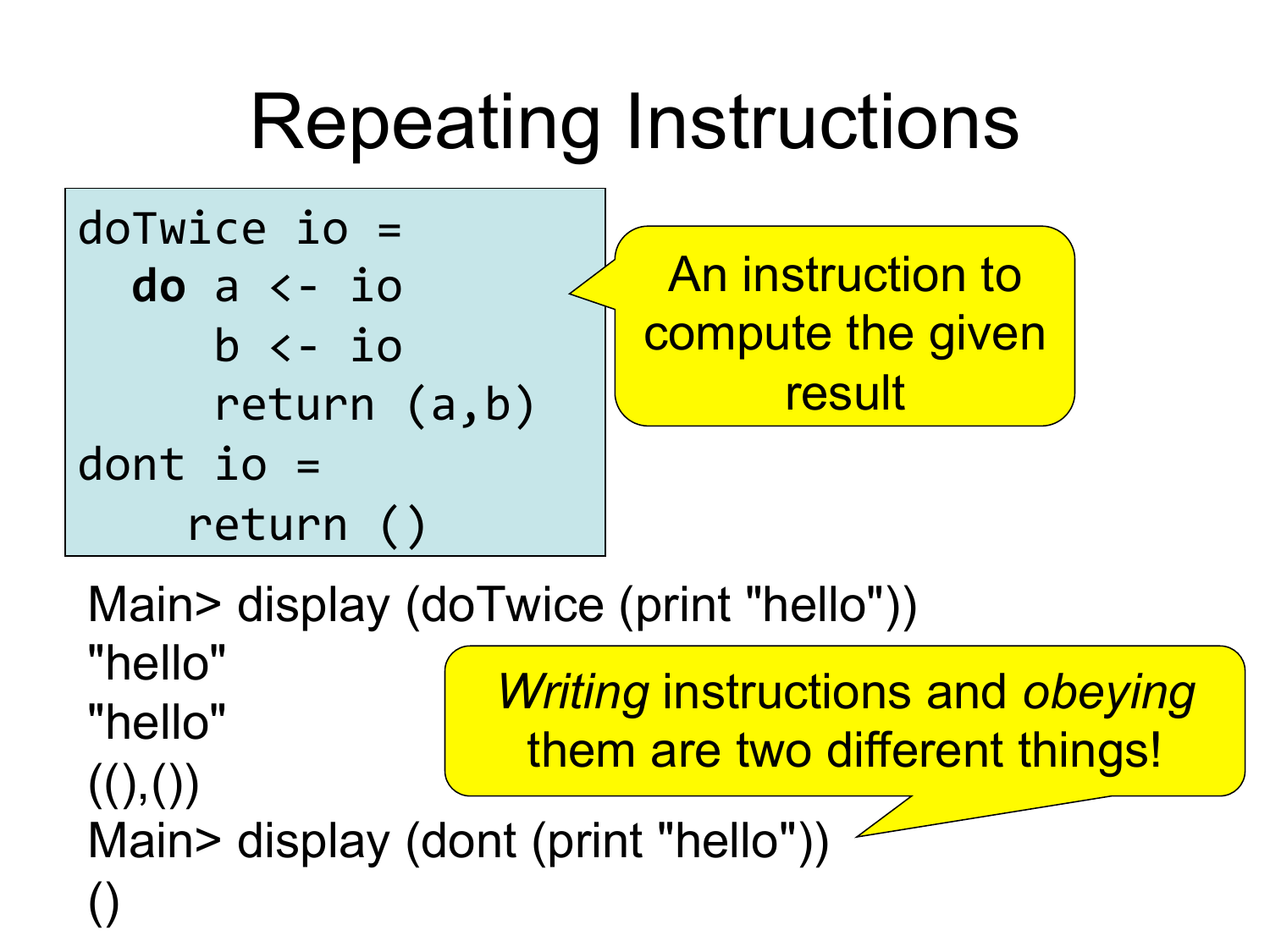# Repeating Instructions

```haskell
doTwice io =
  do a <- io
     b <- io
     return (a,b)
dont io =
    return ()
```

An instruction to compute the given result

```
Main> display (doTwice (print "hello"))
"hello"
"hello"
((),())
Main> display (dont (print "hello"))
()
```

*Writing* instructions and *obeying* them are two different things!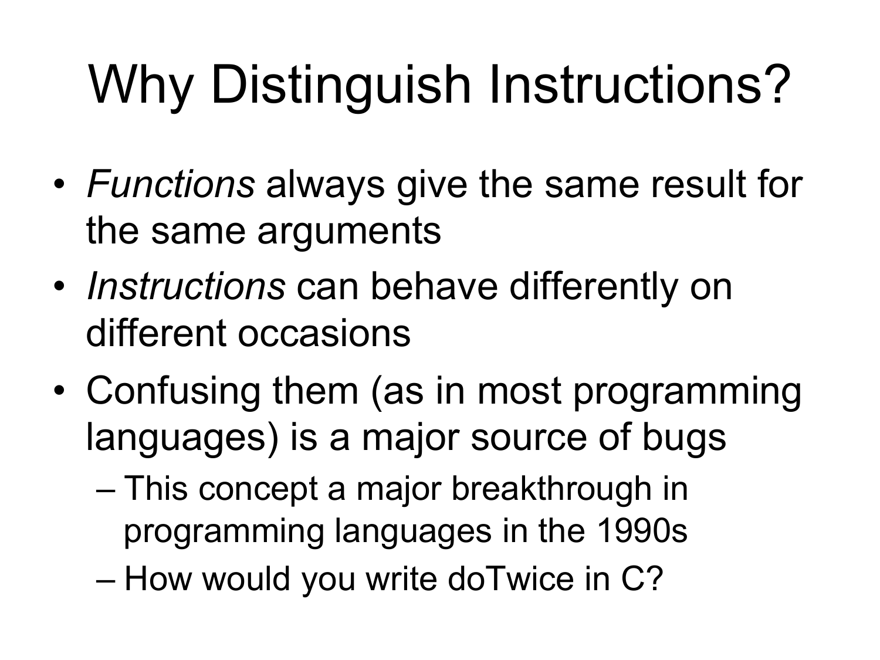# Why Distinguish Instructions?

- *Functions* always give the same result for the same arguments
- *Instructions* can behave differently on different occasions
- Confusing them (as in most programming languages) is a major source of bugs
  - This concept a major breakthrough in programming languages in the 1990s
  - How would you write doTwice in C?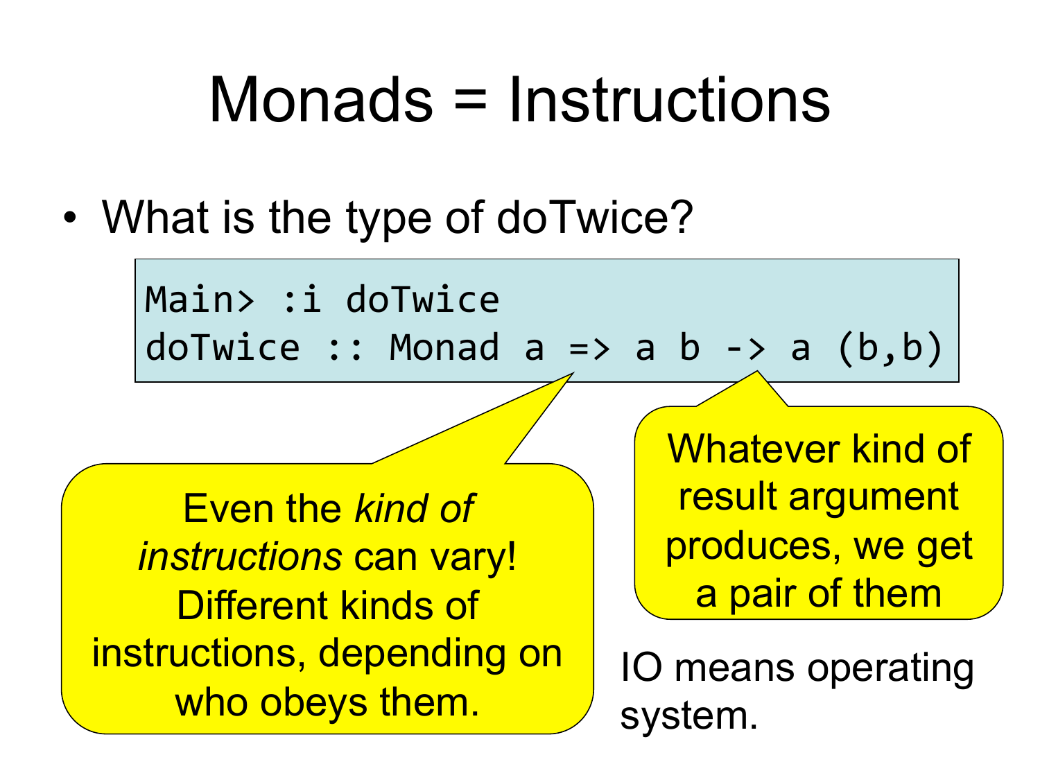# Monads = Instructions

- What is the type of doTwice?

```
Main> :i doTwice
doTwice :: Monad a => a b -> a (b,b)
```

Even the *kind of instructions* can vary! Different kinds of instructions, depending on who obeys them.

Whatever kind of result argument produces, we get a pair of them

IO means operating system.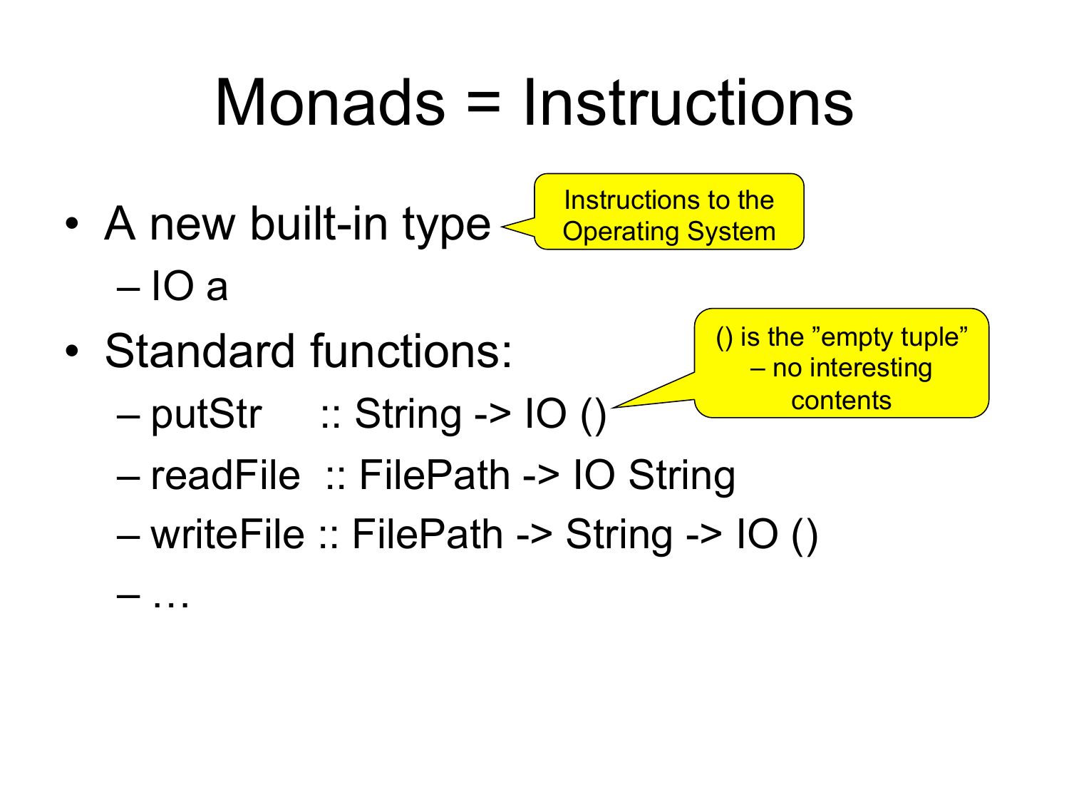# Monads = Instructions

- A new built-in type
  - IO a

Instructions to the Operating System

- Standard functions:
  - putStr :: String -> IO ()
  - readFile :: FilePath -> IO String
  - writeFile :: FilePath -> String -> IO ()
  - …

() is the "empty tuple" – no interesting contents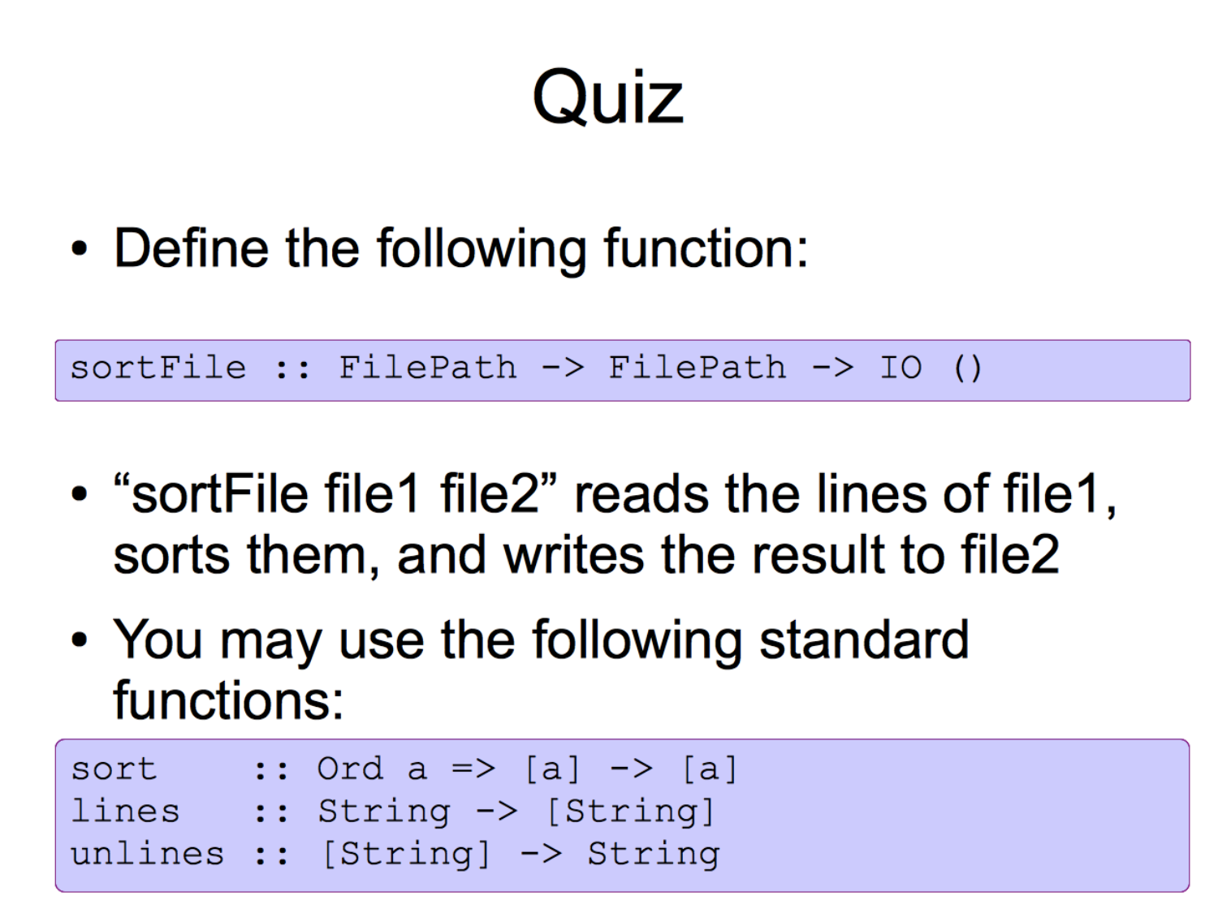# Quiz

- Define the following function:

```
sortFile :: FilePath -> FilePath -> IO ()
```

- "sortFile file1 file2" reads the lines of file1, sorts them, and writes the result to file2
- You may use the following standard functions:

```
sort    :: Ord a => [a] -> [a]
lines   :: String -> [String]
unlines :: [String] -> String
```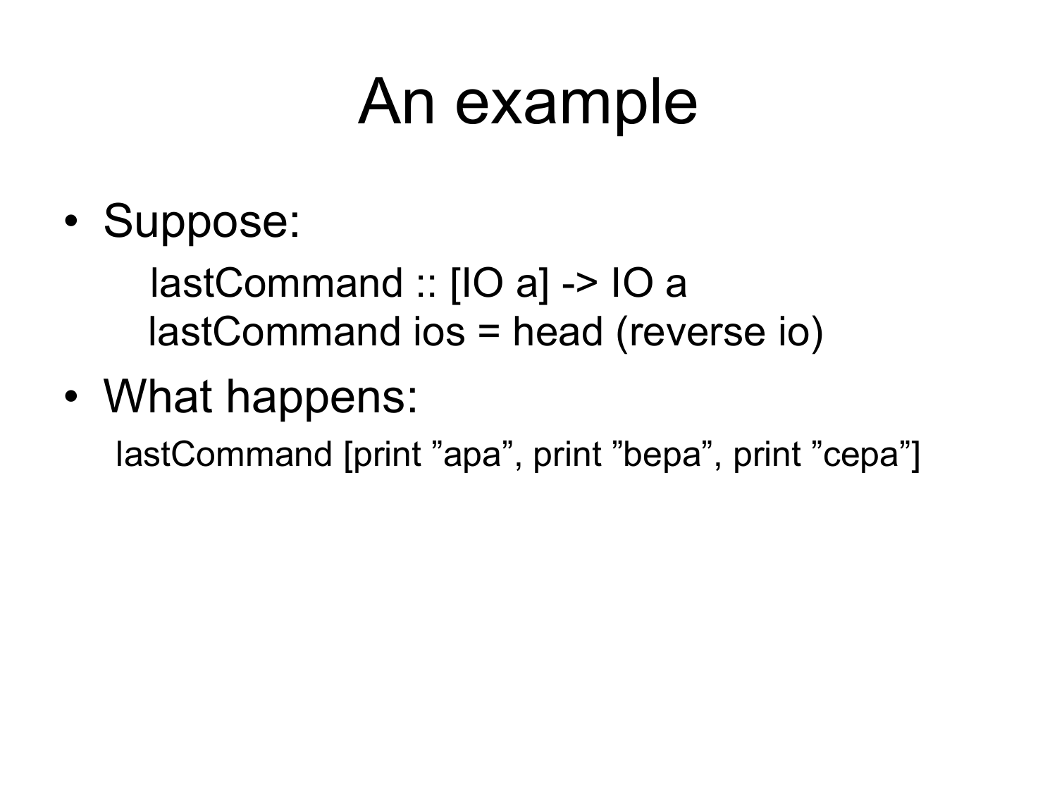# An example

- Suppose:

```
lastCommand :: [IO a] -> IO a
lastCommand ios = head (reverse io)
```

- What happens:

```
lastCommand [print ”apa”, print ”bepa”, print ”cepa”]
```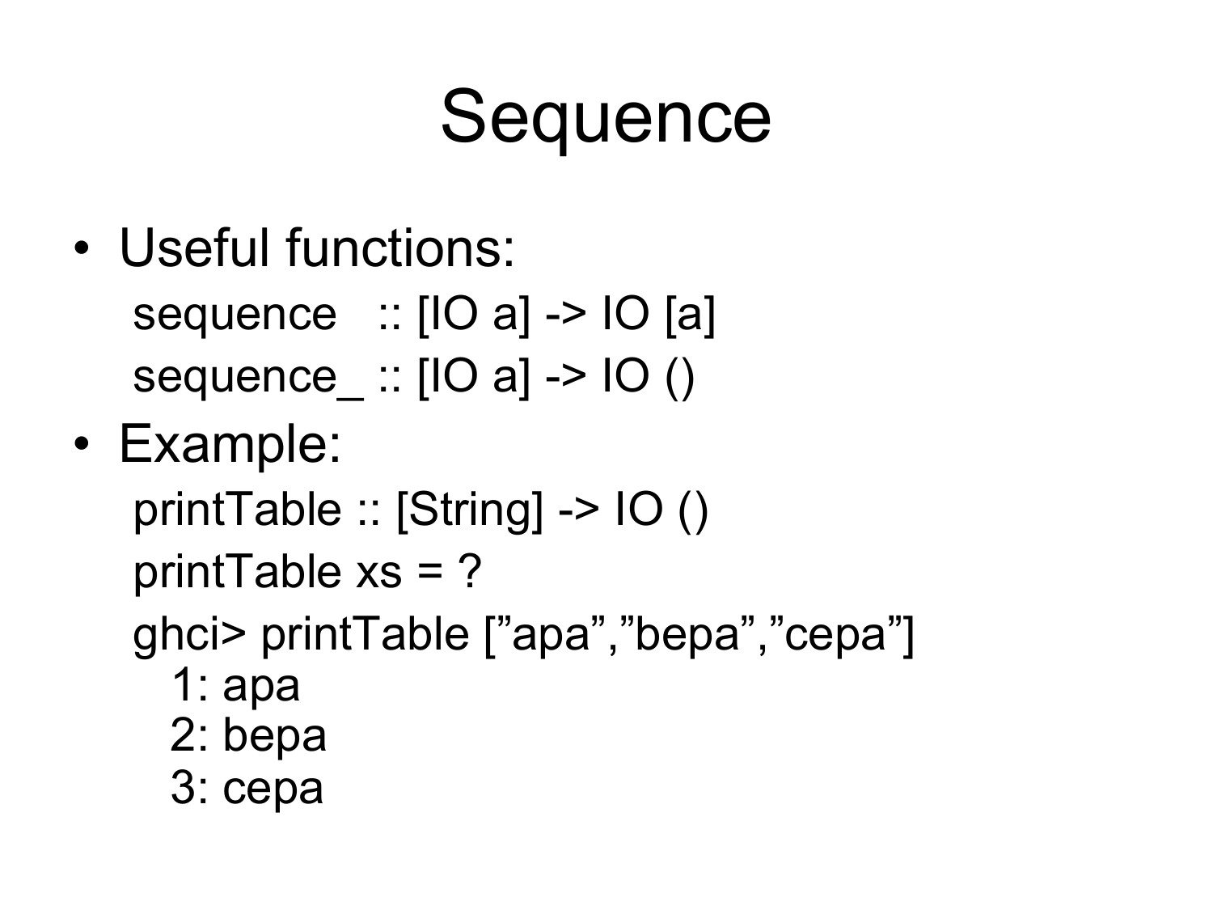# Sequence

- Useful functions:

```
sequence  :: [IO a] -> IO [a]
sequence_ :: [IO a] -> IO ()
```

- Example:

```
printTable :: [String] -> IO ()
printTable xs = ?
ghci> printTable [”apa”,”bepa”,”cepa”]
  1: apa
  2: bepa
  3: cepa
```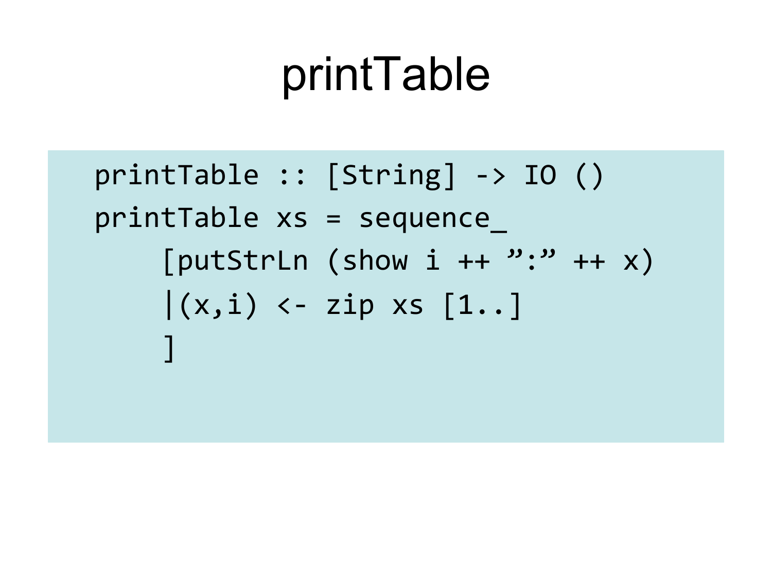# printTable

```
printTable :: [String] -> IO ()
printTable xs = sequence_
    [putStrLn (show i ++ ”:” ++ x)
    |(x,i) <- zip xs [1..]
    ]
```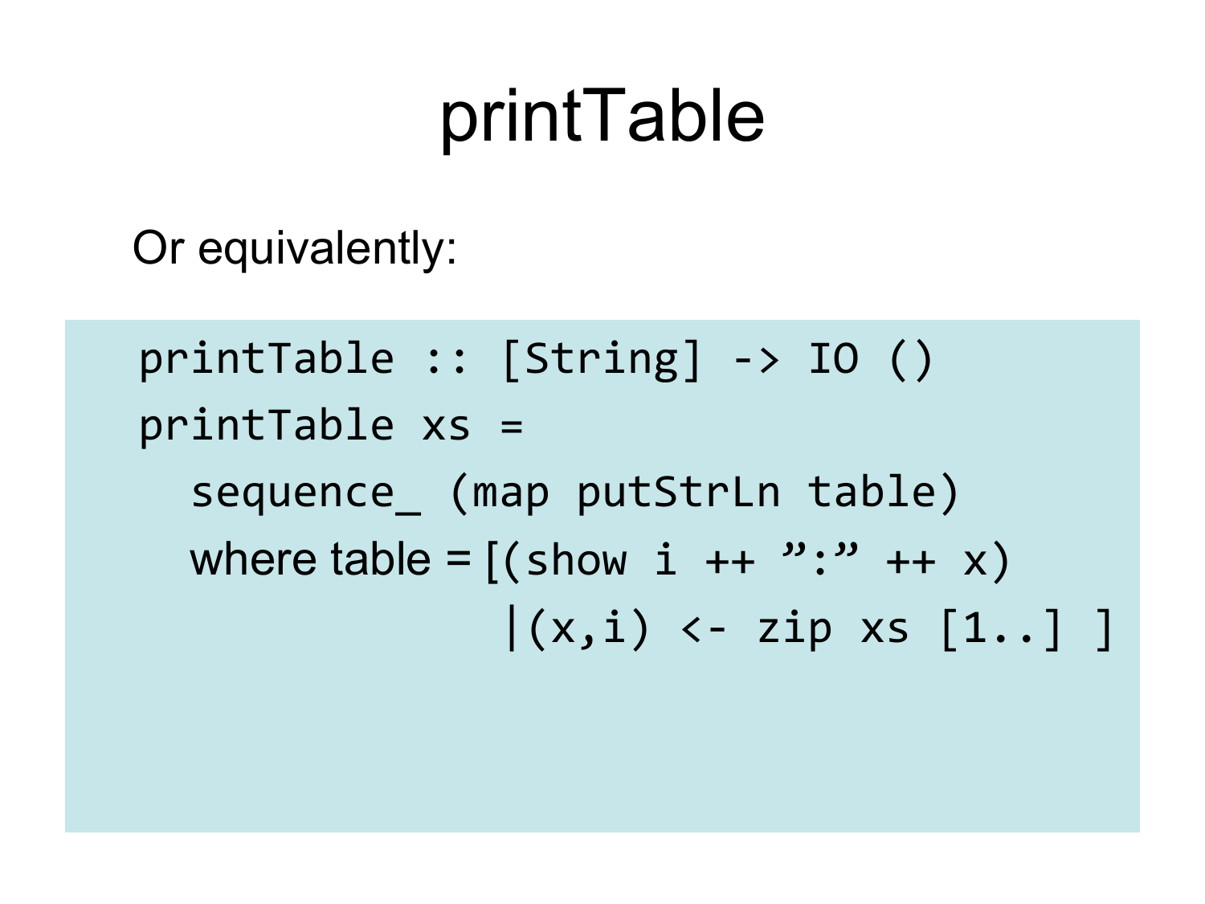# printTable

Or equivalently:

```
printTable :: [String] -> IO ()
printTable xs =
  sequence_ (map putStrLn table)
  where table = [(show i ++ ":" ++ x)
                |(x,i) <- zip xs [1..] ]
```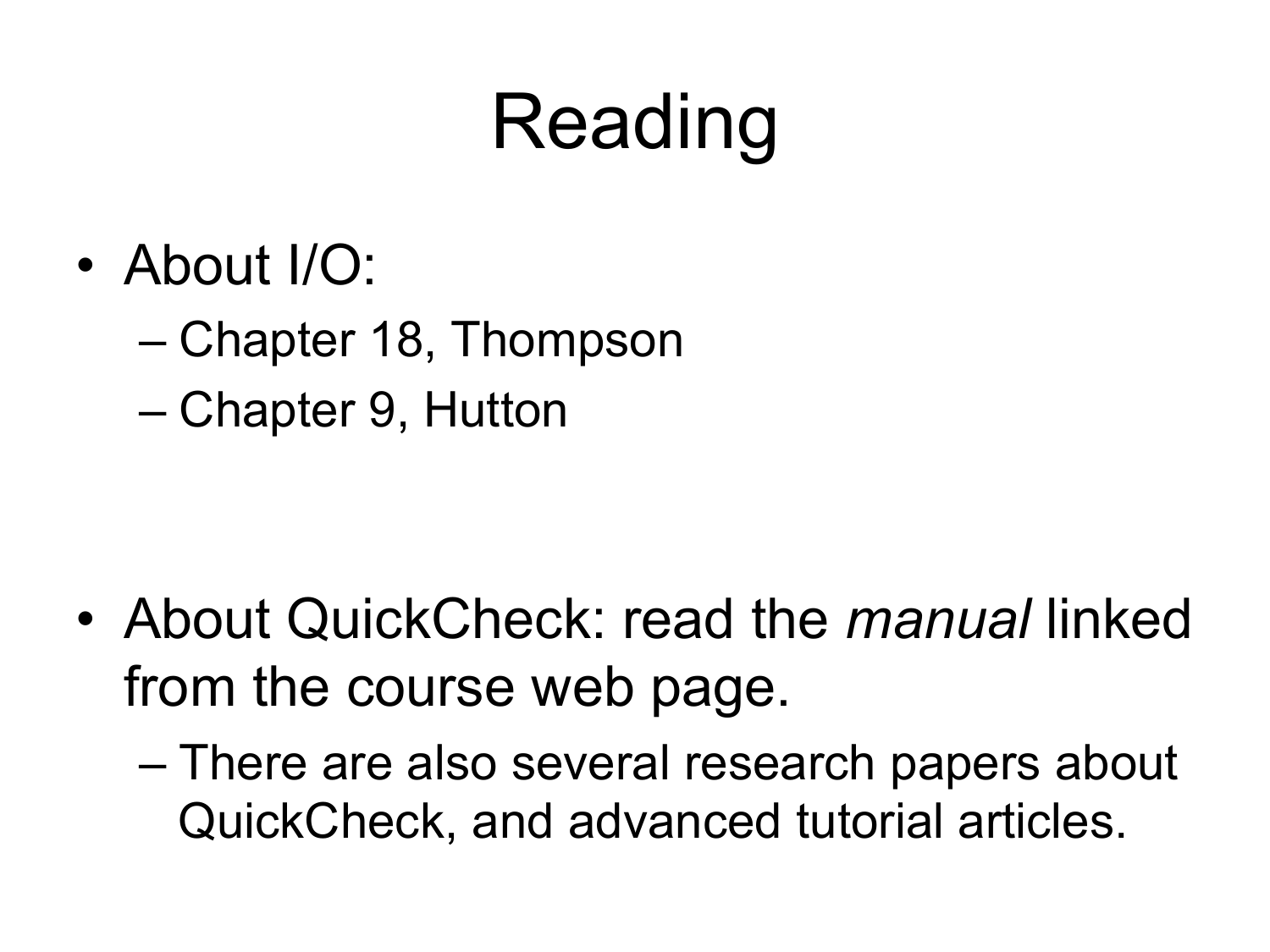# Reading

- About I/O:
  - Chapter 18, Thompson
  - Chapter 9, Hutton

- About QuickCheck: read the *manual* linked from the course web page.
  - There are also several research papers about QuickCheck, and advanced tutorial articles.